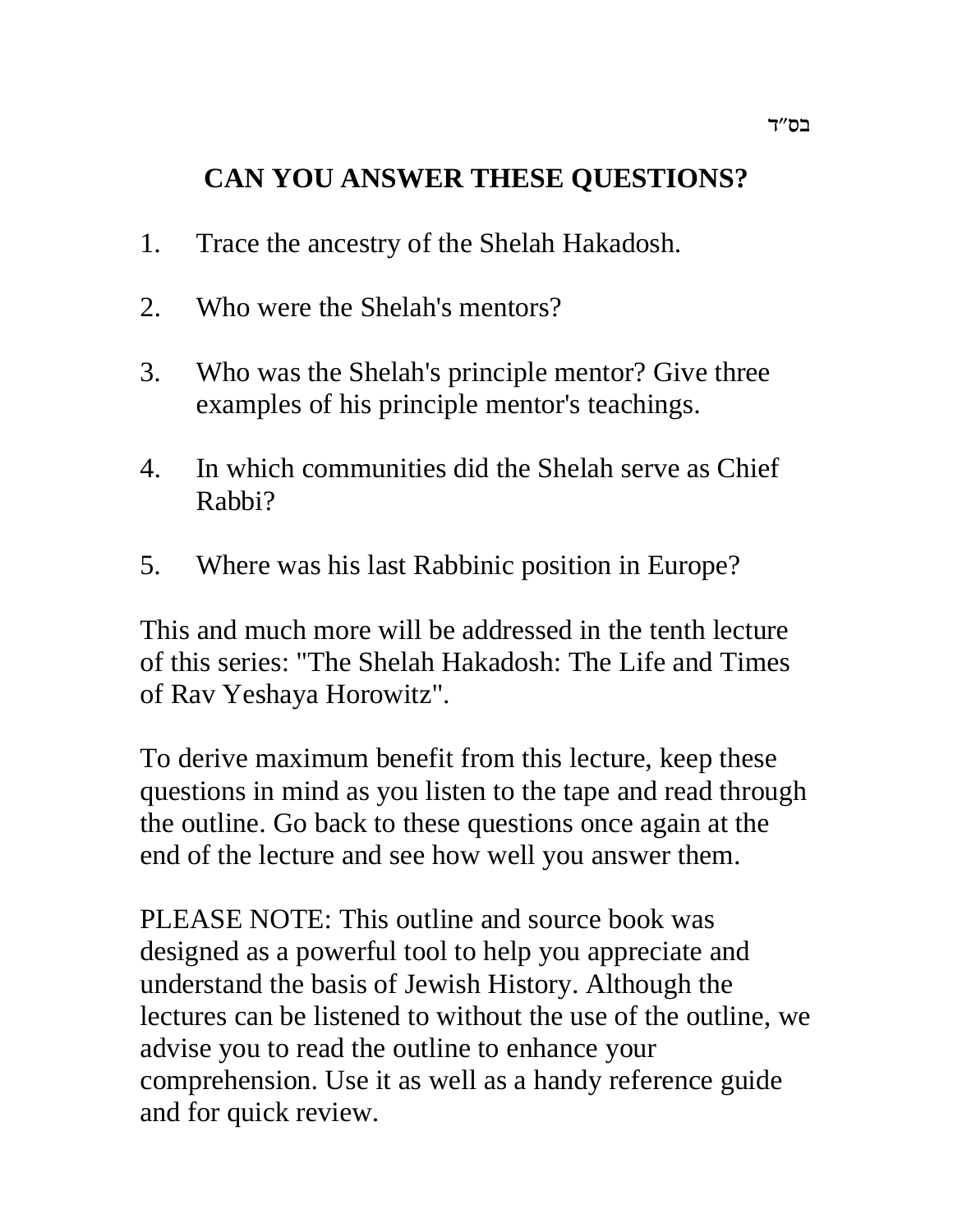בס"ד

# CAN YOU ANSWER THESE QUESTIONS?

1. Trace the ancestry of the Shelah Hakadosh.
2. Who were the Shelah's mentors?
3. Who was the Shelah's principle mentor? Give three examples of his principle mentor's teachings.
4. In which communities did the Shelah serve as Chief Rabbi?
5. Where was his last Rabbinic position in Europe?

This and much more will be addressed in the tenth lecture of this series: "The Shelah Hakadosh: The Life and Times of Rav Yeshaya Horowitz".

To derive maximum benefit from this lecture, keep these questions in mind as you listen to the tape and read through the outline. Go back to these questions once again at the end of the lecture and see how well you answer them.

PLEASE NOTE: This outline and source book was designed as a powerful tool to help you appreciate and understand the basis of Jewish History. Although the lectures can be listened to without the use of the outline, we advise you to read the outline to enhance your comprehension. Use it as well as a handy reference guide and for quick review.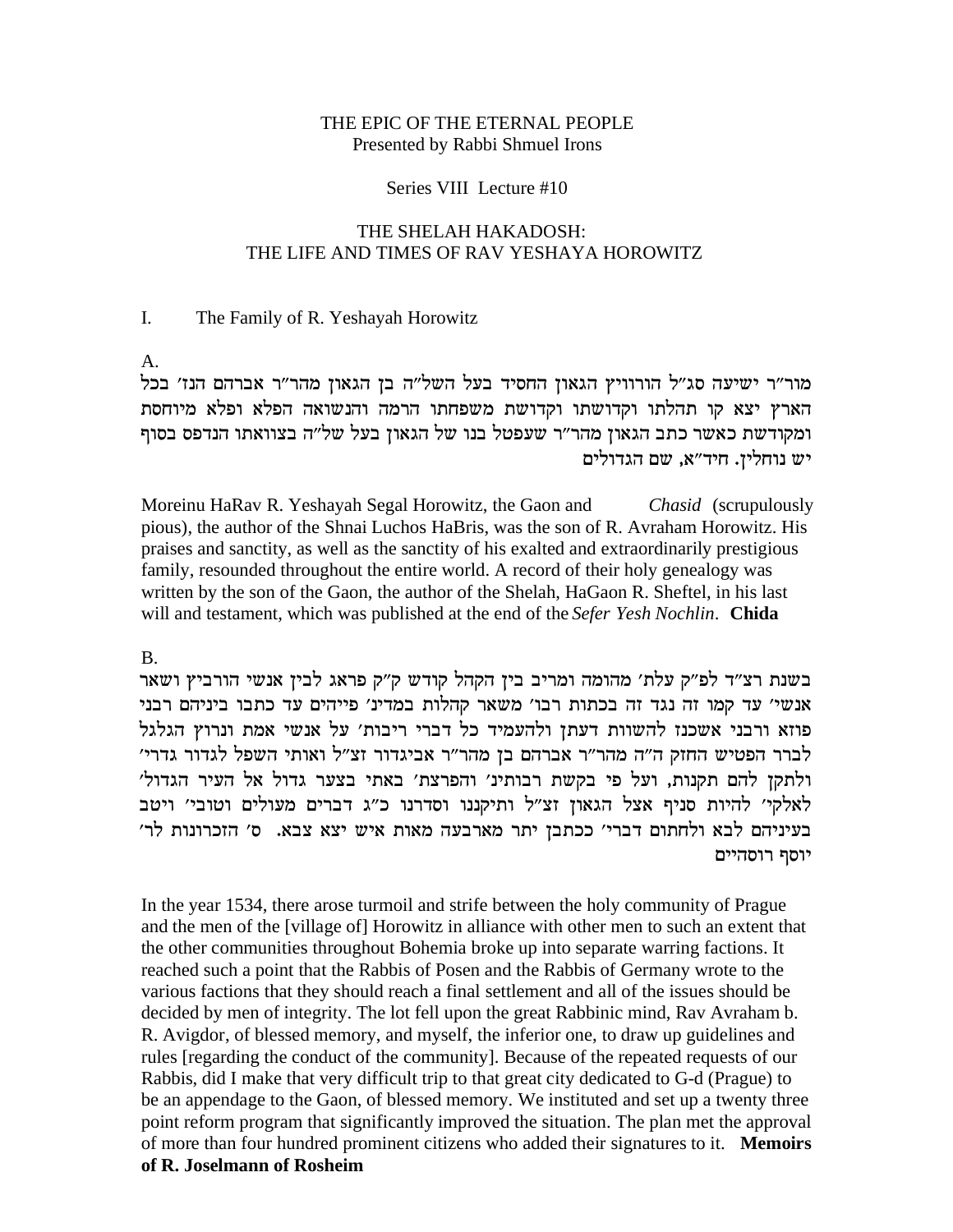THE EPIC OF THE ETERNAL PEOPLE
Presented by Rabbi Shmuel Irons

Series VIII Lecture #10

THE SHELAH HAKADOSH:
THE LIFE AND TIMES OF RAV YESHAYA HOROWITZ

I. The Family of R. Yeshayah Horowitz

A.

מור"ר ישיעה סג"ל הורוויץ הגאון החסיד בעל השל"ה בן הגאון מהר"ר אברהם הנז' בכל הארץ יצא קו תהלתו וקדושתו וקדושת משפחתו הרמה והנשואה הפלא ופלא מיוחסת ומקודשת כאשר כתב הגאון מהר"ר שעפטל בנו של הגאון בעל של"ה בצוואתו הנדפס בסוף יש נוחלין. חיד"א, שם הגדולים

Moreinu HaRav R. Yeshayah Segal Horowitz, the Gaon and *Chasid* (scrupulously pious), the author of the Shnai Luchos HaBris, was the son of R. Avraham Horowitz. His praises and sanctity, as well as the sanctity of his exalted and extraordinarily prestigious family, resounded throughout the entire world. A record of their holy genealogy was written by the son of the Gaon, the author of the Shelah, HaGaon R. Sheftel, in his last will and testament, which was published at the end of the *Sefer Yesh Nochlin*. **Chida**

B.

בשנת רצ"ד לפ"ק עלת' מהומה ומריב בין הקהל קודש ק"ק פראג לבין אנשי הורביץ ושאר אנשי' עד קמו זה נגד זה בכתות רבו' משאר קהלות במדינ' פייהם עד כתבו ביניהם רבני פוזא ורבני אשכנז להשוות דעתן ולהעמיד כל דברי ריבות' על אנשי אמת ונרוץ הגלגל לברר הפטיש החזק ה"ה מהר"ר אברהם בן מהר"ר אביגדור זצ"ל ואותי השפל לגדור גדרי' ולתקן להם תקנות, ועל פי בקשת רבותינ' והפרצת' באתי בצער גדול אל העיר הגדול' לאלקי' להיות סניף אצל הגאון זצ"ל ותיקננו וסדרנו כ"ג דברים מעולים וטובי' ויטב בעיניהם לבא ולחתום דברי' ככתבן יתר מארבעה מאות איש יצא צבא. ס' הזכרונות לר' יוסף רוסהיים

In the year 1534, there arose turmoil and strife between the holy community of Prague and the men of the [village of] Horowitz in alliance with other men to such an extent that the other communities throughout Bohemia broke up into separate warring factions. It reached such a point that the Rabbis of Posen and the Rabbis of Germany wrote to the various factions that they should reach a final settlement and all of the issues should be decided by men of integrity. The lot fell upon the great Rabbinic mind, Rav Avraham b. R. Avigdor, of blessed memory, and myself, the inferior one, to draw up guidelines and rules [regarding the conduct of the community]. Because of the repeated requests of our Rabbis, did I make that very difficult trip to that great city dedicated to G-d (Prague) to be an appendage to the Gaon, of blessed memory. We instituted and set up a twenty three point reform program that significantly improved the situation. The plan met the approval of more than four hundred prominent citizens who added their signatures to it. **Memoirs of R. Joselmann of Rosheim**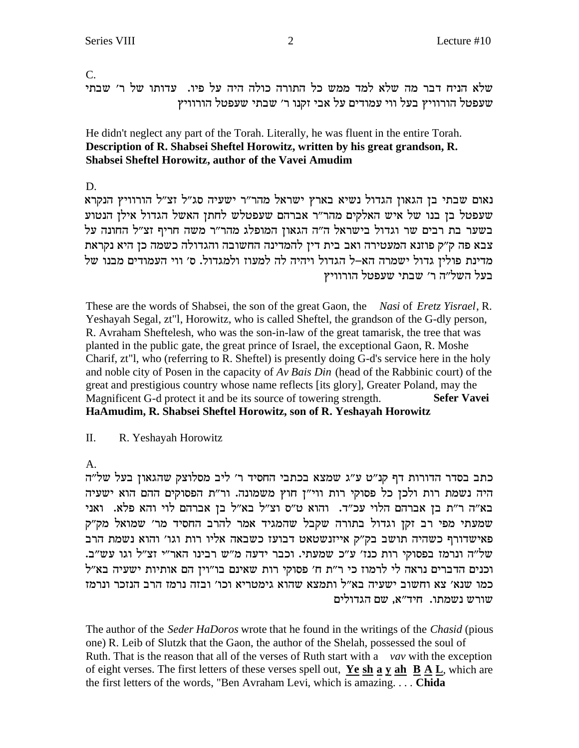C.

שלא הניח דבר מה שלא למד ממש כל התורה כולה היה על פיו. עדותו של ר׳ שבתי שעפטל הורוויץ בעל ווי עמודים על אבי זקנו ר׳ שבתי שעפטל הורוויץ

He didn't neglect any part of the Torah. Literally, he was fluent in the entire Torah. **Description of R. Shabsei Sheftel Horowitz, written by his great grandson, R. Shabsei Sheftel Horowitz, author of the Vavei Amudim**

D.

נאום שבתי בן הגאון הגדול נשיא בארץ ישראל מהר״ר ישעיה סג״ל זצ״ל הורוויץ הנקרא שעפטל בן בנו של איש האלקים מהר״ר אברהם שעפטלש לחתן האשל הגדול אילן הנטוע בשער בת רבים שר וגדול בישראל ה״ה הגאון המופלג מהר״ר משה חריף זצ״ל החונה על צבא פה ק״ק פוזנא המעטירה ואב בית דין להמדינה החשובה והגדולה כשמה כן היא נקראת מדינת פולין גדול ישמרה הא–ל הגדול ויהיה לה למעוז ולמגדול. ס׳ ווי העמודים מבנו של בעל השל״ה ר׳ שבתי שעפטל הורוויץ

These are the words of Shabsei, the son of the great Gaon, the *Nasi* of *Eretz Yisrael*, R. Yeshayah Segal, zt"l, Horowitz, who is called Sheftel, the grandson of the G-dly person, R. Avraham Sheftelesh, who was the son-in-law of the great tamarisk, the tree that was planted in the public gate, the great prince of Israel, the exceptional Gaon, R. Moshe Charif, zt"l, who (referring to R. Sheftel) is presently doing G-d's service here in the holy and noble city of Posen in the capacity of *Av Bais Din* (head of the Rabbinic court) of the great and prestigious country whose name reflects [its glory], Greater Poland, may the Magnificent G-d protect it and be its source of towering strength. **Sefer Vavei HaAmudim, R. Shabsei Sheftel Horowitz, son of R. Yeshayah Horowitz**

## II. R. Yeshayah Horowitz

A.

כתב בסדר הדורות דף קנ״ט ע״ג שמצא בכתבי החסיד ר׳ ליב מסלוצק שהגאון בעל של״ה היה נשמת רות ולכן כל פסוקי רות ווי״ן חוץ משמונה. ור״ת הפסוקים ההם הוא ישעיה בא״ה ר״ת בן אברהם הלוי עכ״ד. והוא ט״ס וצ״ל בא״ל בן אברהם לוי והא פלא. ואני שמעתי מפי רב זקן וגדול בתורה שקבל שהמגיד אמר להרב החסיד מר׳ שמואל מק״ק פאישדורף כשהיה תושב בק״ק אייזנשטאט דבועז כשבאה אליו רות וגו׳ והוא נשמת הרב של״ה ונרמז בפסוקי רות כנז׳ ע״כ שמעתי. וכבר ידעה מ״ש רבינו האר״י זצ״ל וגו עש״ב. וכנים הדברים נראה לי לרמוז כי ר״ת ח׳ פסוקי רות שאינם בו״ין הם אותיות ישעיה בא״ל כמו שנא׳ צא וחשוב ישעיה בא״ל ותמצא שהוא גימטריא וכו׳ ובזה נרמז הרב הנזכר ונרמז שורש נשמתו. חיד״א, שם הגדולים

The author of the *Seder HaDoros* wrote that he found in the writings of the *Chasid* (pious one) R. Leib of Slutzk that the Gaon, the author of the Shelah, possessed the soul of Ruth. That is the reason that all of the verses of Ruth start with a *vav* with the exception of eight verses. The first letters of these verses spell out, **<u>Ye</u> <u>sh</u> <u>a</u> <u>y</u> <u>ah</u> <u>B</u> <u>A</u> <u>L</u>**, which are the first letters of the words, "Ben Avraham Levi, which is amazing. . . . **Chida**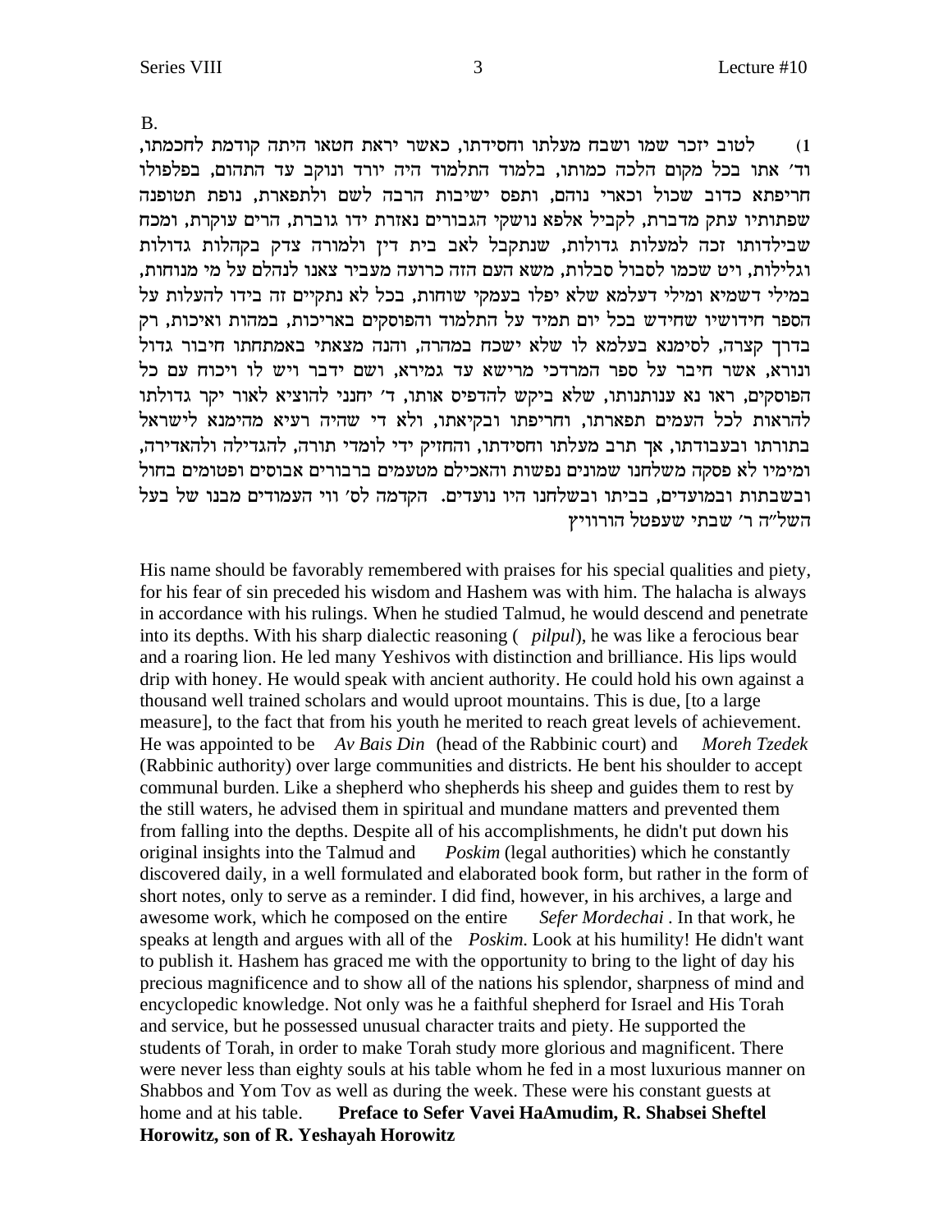B.

1) לטוב יזכר שמו ושבח מעלתו וחסידתו, כאשר יראת חטאו היתה קודמת לחכמתו, וד׳ אתו בכל מקום הלכה כמותו, בלמוד התלמוד היה יורד ונוקב עד התהום, בפלפולו חריפתא כדוב שכול וכארי נוהם, ותפס ישיבות הרבה לשם ולתפארת, נופת תטופנה שפתותיו עתק מדברת, לקביל אלפא נושקי הגבורים נאזרת ידו גוברת, הרים עוקרת, ומכח שבילדותו זכה למעלות גדולות, שנתקבל לאב בית דין ולמורה צדק בקהלות גדולות וגלילות, ויט שכמו לסבול סבלות, משא העם הזה כרועה מעביר צאנו לנהלם על מי מנוחות, במילי דשמיא ומילי דעלמא שלא יפלו בעמקי שוחות, בכל לא נתקיים זה בידו להעלות על הספר חידושיו שחידש בכל יום תמיד על התלמוד והפוסקים באריכות, במהות ואיכות, רק בדרך קצרה, לסימנא בעלמא לו שלא ישכח במהרה, והנה מצאתי באמתחתו חיבור גדול ונורא, אשר חיבר על ספר המרדכי מרישא עד גמירא, ושם ידבר ויש לו ויכוח עם כל הפוסקים, ראו נא ענותנותו, שלא ביקש להדפיס אותו, ד׳ יחנני להוציא לאור יקר גדולתו להראות לכל העמים תפארתו, וחריפתו ובקיאתו, ולא די שהיה רעיא מהימנא לישראל בתורתו ובעבודתו, אך תרב מעלתו וחסידתו, והחזיק ידי לומדי תורה, להגדילה ולהאדירה, ומימיו לא פסקה משלחנו שמונים נפשות והאכילם מטעמים ברבורים אבוסים ופטומים בחול ובשבתות ובמועדים, בביתו ובשלחנו היו נועדים. הקדמה לס׳ ווי העמודים מבנו של בעל השל״ה ר׳ שבתי שעפטל הורוויץ

His name should be favorably remembered with praises for his special qualities and piety, for his fear of sin preceded his wisdom and Hashem was with him. The halacha is always in accordance with his rulings. When he studied Talmud, he would descend and penetrate into its depths. With his sharp dialectic reasoning ( *pilpul*), he was like a ferocious bear and a roaring lion. He led many Yeshivos with distinction and brilliance. His lips would drip with honey. He would speak with ancient authority. He could hold his own against a thousand well trained scholars and would uproot mountains. This is due, [to a large measure], to the fact that from his youth he merited to reach great levels of achievement. He was appointed to be *Av Bais Din* (head of the Rabbinic court) and *Moreh Tzedek* (Rabbinic authority) over large communities and districts. He bent his shoulder to accept communal burden. Like a shepherd who shepherds his sheep and guides them to rest by the still waters, he advised them in spiritual and mundane matters and prevented them from falling into the depths. Despite all of his accomplishments, he didn't put down his original insights into the Talmud and *Poskim* (legal authorities) which he constantly discovered daily, in a well formulated and elaborated book form, but rather in the form of short notes, only to serve as a reminder. I did find, however, in his archives, a large and awesome work, which he composed on the entire *Sefer Mordechai* . In that work, he speaks at length and argues with all of the *Poskim.* Look at his humility! He didn't want to publish it. Hashem has graced me with the opportunity to bring to the light of day his precious magnificence and to show all of the nations his splendor, sharpness of mind and encyclopedic knowledge. Not only was he a faithful shepherd for Israel and His Torah and service, but he possessed unusual character traits and piety. He supported the students of Torah, in order to make Torah study more glorious and magnificent. There were never less than eighty souls at his table whom he fed in a most luxurious manner on Shabbos and Yom Tov as well as during the week. These were his constant guests at home and at his table. **Preface to Sefer Vavei HaAmudim, R. Shabsei Sheftel Horowitz, son of R. Yeshayah Horowitz**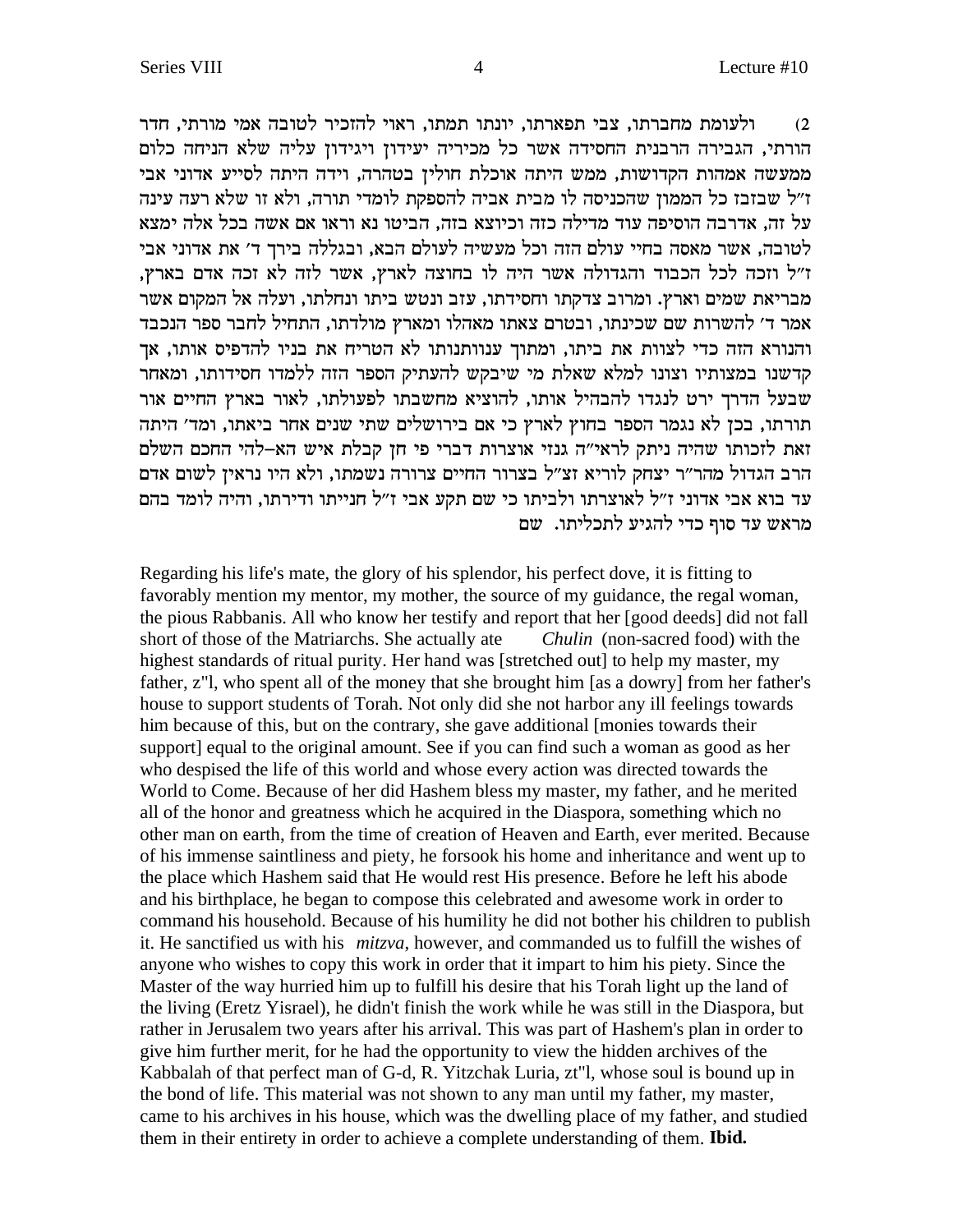2) ולעומת מחברתו, צבי תפארתו, יונתו תמתו, ראוי להזכיר לטובה אמי מורתי, חדר הורתי, הגבירה הרבנית החסידה אשר כל מכיריה יעידון ויגידון עליה שלא הניחה כלום ממעשה אמהות הקדושות, ממש היתה אוכלת חולין בטהרה, וידה היתה לסייע אדוני אבי ז"ל שבזבז כל הממון שהכניסה לו מבית אביה להספקת לומדי תורה, ולא זו שלא רעה עינה על זה, אדרבה הוסיפה עוד מדילה כזה וכיוצא בזה, הביטו נא וראו אם אשה בכל אלה ימצא לטובה, אשר מאסה בחיי עולם הזה וכל מעשיה לעולם הבא, ובגללה בירך ד' את אדוני אבי ז"ל וזכה לכל הכבוד והגדולה אשר היה לו בחוצה לארץ, אשר לזה לא זכה אדם בארץ, מבריאת שמים וארץ. ומרוב צדקתו וחסידתו, עזב ונטש ביתו ונחלתו, ועלה אל המקום אשר אמר ד' להשרות שם שכינתו, ובטרם צאתו מאהלו ומארץ מולדתו, התחיל לחבר ספר הנכבד והנורא הזה כדי לצוות את ביתו, ומתוך ענוותנותו לא הטריח את בניו להדפיס אותו, אך קדשנו במצותיו וצונו למלא שאלת מי שיבקש להעתיק הספר הזה ללמדו חסידותו, ומאחר שבעל הדרך ירט לנגדו להבהיל אותו, להוציא מחשבתו לפעולתו, לאור בארץ החיים אור תורתו, בכן לא נגמר הספר בחוץ לארץ כי אם בירושלים שתי שנים אחר ביאתו, ומד' היתה זאת לזכותו שהיה ניתק לראי"ה גנזי אוצרות דברי פי חן קבלת איש הא–להי החכם השלם הרב הגדול מהר"ר יצחק לוריא זצ"ל בצרור החיים צרורה נשמתו, ולא היו נראין לשום אדם עד בוא אבי אדוני ז"ל לאוצרתו ולביתו כי שם תקע אבי ז"ל חנייתו ודירתו, והיה לומד בהם מראש עד סוף כדי להגיע לתכליתו. שם

Regarding his life's mate, the glory of his splendor, his perfect dove, it is fitting to favorably mention my mentor, my mother, the source of my guidance, the regal woman, the pious Rabbanis. All who know her testify and report that her [good deeds] did not fall short of those of the Matriarchs. She actually ate *Chulin* (non-sacred food) with the highest standards of ritual purity. Her hand was [stretched out] to help my master, my father, z"l, who spent all of the money that she brought him [as a dowry] from her father's house to support students of Torah. Not only did she not harbor any ill feelings towards him because of this, but on the contrary, she gave additional [monies towards their support] equal to the original amount. See if you can find such a woman as good as her who despised the life of this world and whose every action was directed towards the World to Come. Because of her did Hashem bless my master, my father, and he merited all of the honor and greatness which he acquired in the Diaspora, something which no other man on earth, from the time of creation of Heaven and Earth, ever merited. Because of his immense saintliness and piety, he forsook his home and inheritance and went up to the place which Hashem said that He would rest His presence. Before he left his abode and his birthplace, he began to compose this celebrated and awesome work in order to command his household. Because of his humility he did not bother his children to publish it. He sanctified us with his *mitzva*, however, and commanded us to fulfill the wishes of anyone who wishes to copy this work in order that it impart to him his piety. Since the Master of the way hurried him up to fulfill his desire that his Torah light up the land of the living (Eretz Yisrael), he didn't finish the work while he was still in the Diaspora, but rather in Jerusalem two years after his arrival. This was part of Hashem's plan in order to give him further merit, for he had the opportunity to view the hidden archives of the Kabbalah of that perfect man of G-d, R. Yitzchak Luria, zt"l, whose soul is bound up in the bond of life. This material was not shown to any man until my father, my master, came to his archives in his house, which was the dwelling place of my father, and studied them in their entirety in order to achieve a complete understanding of them. **Ibid.**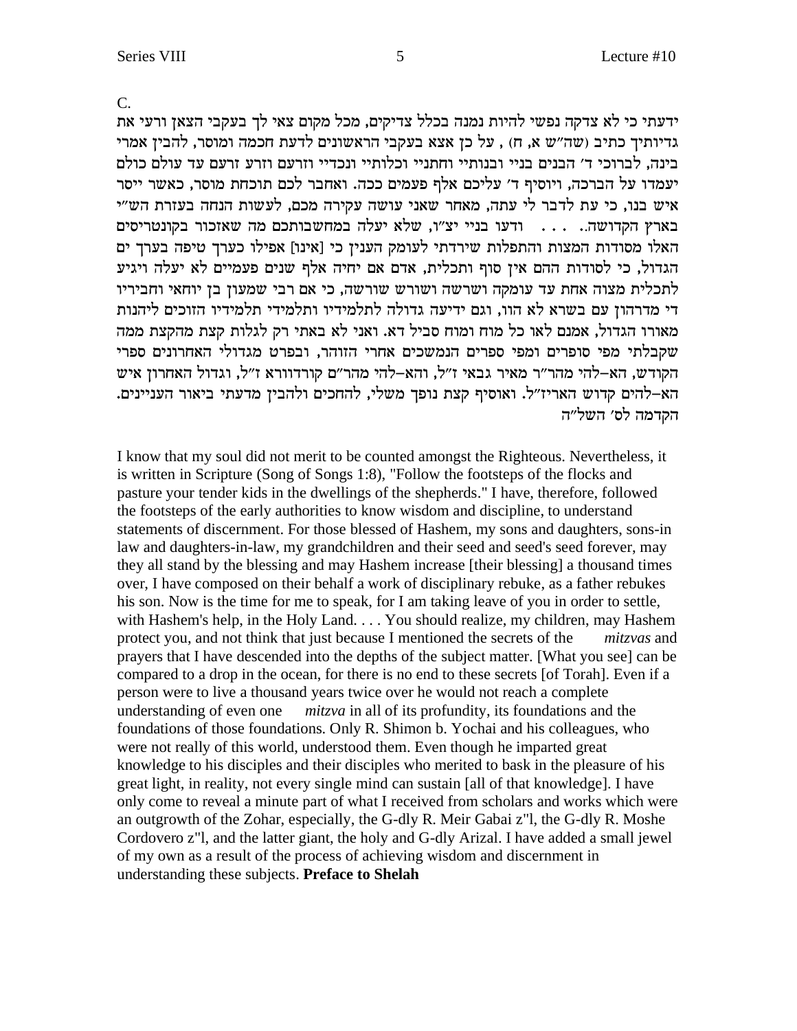C.

ידעתי כי לא צדקה נפשי להיות נמנה בכלל צדיקים, מכל מקום צאי לך בעקבי הצאן ורעי את גדיותיך כתיב (שה"ש א, ח) , על כן אצא בעקבי הראשונים לדעת חכמה ומוסר, להבין אמרי בינה, לברוכי ד' הבנים בניי ובנותיי וחתניי וכלותיי ונכדיי וזרעם וזרע זרעם עד עולם כולם יעמדו על הברכה, ויוסיף ד' עליכם אלף פעמים ככה. ואחבר לכם תוכחת מוסר, כאשר ייסר איש בנו, כי עת לדבר לי עתה, מאחר שאני עושה עקירה מכם, לעשות הנחה בעזרת השי"ת בארץ הקדושה.. . . . ודעו בניי יצ"ו, שלא יעלה במחשבותכם מה שאזכור בקונטריסים האלו מסודות המצות והתפלות שירדתי לעומק הענין כי [אינו] אפילו כערך טיפה בערך ים הגדול, כי לסודות ההם אין סוף ותכלית, אדם אם יחיה אלף שנים פעמיים לא יעלה ויגיע לתכלית מצוה אחת עד עומקה ושרשה ושורש שורשה, כי אם רבי שמעון בן יוחאי וחביריו די מדרהון עם בשרא לא הוו, וגם ידיעה גדולה לתלמידיו ותלמידי תלמידיו הזוכים ליהנות מאורו הגדול, אמנם לאו כל מוח ומוח סביל דא. ואני לא באתי רק לגלות קצת מהקצת ממה שקבלתי מפי סופרים ומפי ספרים הנמשכים אחרי הזוהר, ובפרט מגדולי האחרונים ספרי הקודש, הא-להי מהר"ר מאיר גבאי ז"ל, והא-להי מהר"ם קורדווורא ז"ל, וגדול האחרון איש הא-להים קדוש האריז"ל. ואוסיף קצת נופך משלי, להחכים ולהבין מדעתי ביאור העניינים.
הקדמה לס' השל"ה

I know that my soul did not merit to be counted amongst the Righteous. Nevertheless, it is written in Scripture (Song of Songs 1:8), "Follow the footsteps of the flocks and pasture your tender kids in the dwellings of the shepherds." I have, therefore, followed the footsteps of the early authorities to know wisdom and discipline, to understand statements of discernment. For those blessed of Hashem, my sons and daughters, sons-in law and daughters-in-law, my grandchildren and their seed and seed's seed forever, may they all stand by the blessing and may Hashem increase [their blessing] a thousand times over, I have composed on their behalf a work of disciplinary rebuke, as a father rebukes his son. Now is the time for me to speak, for I am taking leave of you in order to settle, with Hashem's help, in the Holy Land. . . . You should realize, my children, may Hashem protect you, and not think that just because I mentioned the secrets of the *mitzvas* and prayers that I have descended into the depths of the subject matter. [What you see] can be compared to a drop in the ocean, for there is no end to these secrets [of Torah]. Even if a person were to live a thousand years twice over he would not reach a complete understanding of even one *mitzva* in all of its profundity, its foundations and the foundations of those foundations. Only R. Shimon b. Yochai and his colleagues, who were not really of this world, understood them. Even though he imparted great knowledge to his disciples and their disciples who merited to bask in the pleasure of his great light, in reality, not every single mind can sustain [all of that knowledge]. I have only come to reveal a minute part of what I received from scholars and works which were an outgrowth of the Zohar, especially, the G-dly R. Meir Gabai z"l, the G-dly R. Moshe Cordovero z"l, and the latter giant, the holy and G-dly Arizal. I have added a small jewel of my own as a result of the process of achieving wisdom and discernment in understanding these subjects. **Preface to Shelah**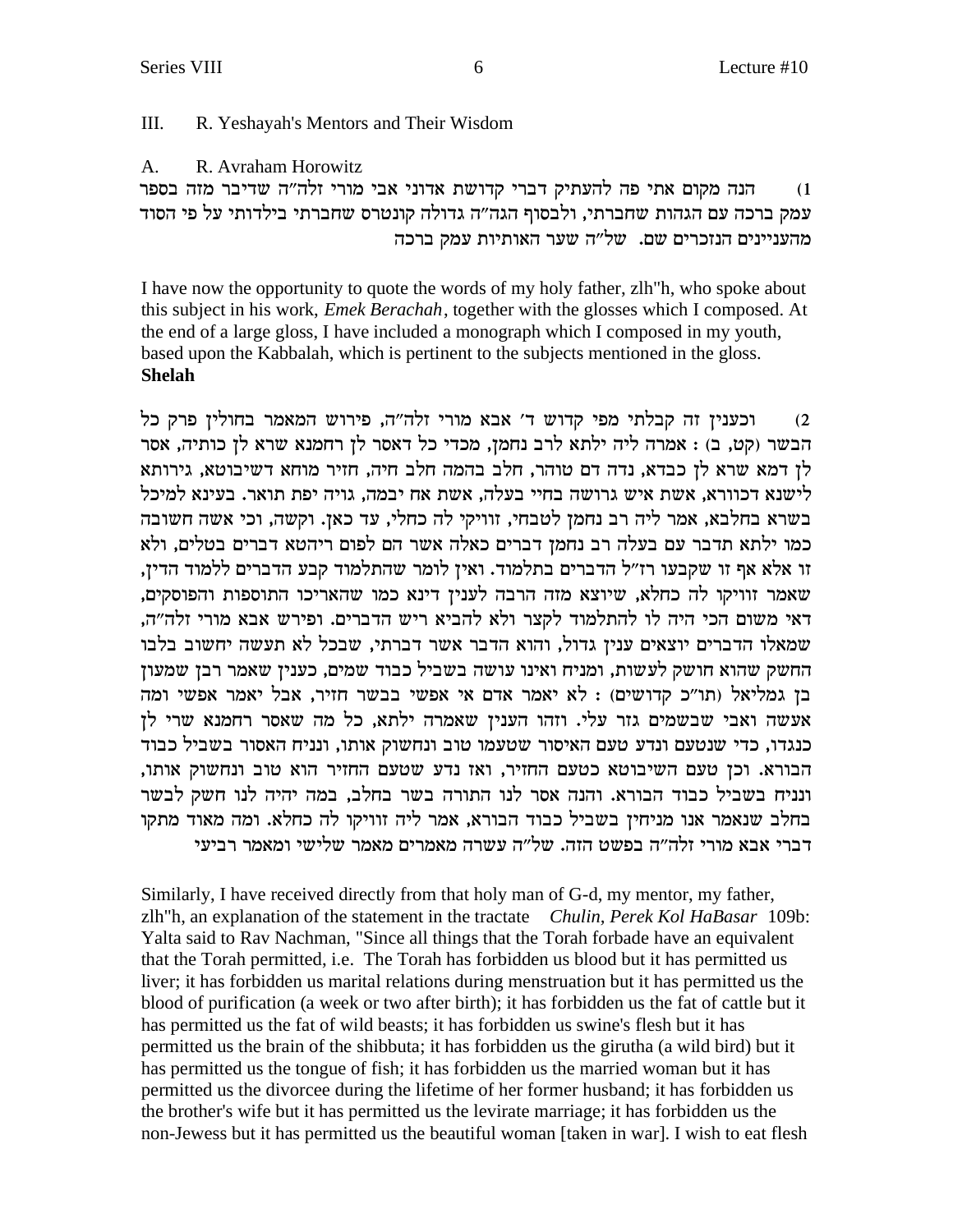## III. R. Yeshayah's Mentors and Their Wisdom

### A. R. Avraham Horowitz

1) הנה מקום אתי פה להעתיק דברי קדושת אדוני אבי מורי זלה"ה שדיבר מזה בספר עמק ברכה עם הגהות שחברתי, ולבסוף הגה"ה גדולה קונטרס שחברתי בילדותי על פי הסוד מהעניינים הנזכרים שם. של"ה שער האותיות עמק ברכה

I have now the opportunity to quote the words of my holy father, zlh"h, who spoke about this subject in his work, *Emek Berachah*, together with the glosses which I composed. At the end of a large gloss, I have included a monograph which I composed in my youth, based upon the Kabbalah, which is pertinent to the subjects mentioned in the gloss. **Shelah**

2) וכענין זה קבלתי מפי קדוש ד' אבא מורי זלה"ה, פירוש המאמר בחולין פרק כל הבשר (קט, ב) : אמרה ליה ילתא לרב נחמן, מכדי כל דאסר לן רחמנא שרא לן כותיה, אסר לן דמא שרא לן כבדא, נדה דם טוהר, חלב בהמה חלב חיה, חזיר מוחא דשיבוטא, גירותא לישנא דכוורא, אשת איש גרושה בחיי בעלה, אשת אח יבמה, גויה יפת תואר. בעינא למיכל בשרא בחלבא, אמר ליה רב נחמן לטבחי, זוויקי לה כחלי, עד כאן. וקשה, וכי אשה חשובה כמו ילתא תדבר עם בעלה רב נחמן דברים כאלה אשר הם לפום ריהטא דברים בטלים, ולא זו אלא אף זו שקבעו רז"ל הדברים בתלמוד. ואין לומר שהתלמוד קבע הדברים ללמוד הדין, שאמר זוויקו לה כחלא, שיוצא מזה הרבה לענין דינא כמו שהאריכו התוספות והפוסקים, דאי משום הכי היה לו להתלמוד לקצר ולא להביא ריש הדברים. ופירש אבא מורי זלה"ה, שמאלו הדברים יוצאים ענין גדול, והוא הדבר אשר דברתי, שבכל לא תעשה יחשוב בלבו החשק שהוא חושק לעשות, ומניח ואינו עושה בשביל כבוד שמים, כענין שאמר רבן שמעון בן גמליאל (תו"כ קדושים) : לא יאמר אדם אי אפשי בבשר חזיר, אבל יאמר אפשי ומה אעשה ואבי שבשמים גזר עלי. וזהו הענין שאמרה ילתא, כל מה שאסר רחמנא שרי לן כנגדו, כדי שנטעם ונדע טעם האיסור שטעמו טוב ונחשוק אותו, ונניח האסור בשביל כבוד הבורא. וכן טעם השיבוטא כטעם החזיר, ואז נדע שטעם החזיר הוא טוב ונחשוק אותו, ונניח בשביל כבוד הבורא. והנה אסר לנו התורה בשר בחלב, במה יהיה לנו חשק לבשר בחלב שנאמר אנו מניחין בשביל כבוד הבורא, אמר ליה זוויקו לה כחלא. ומה מאוד מתקו דברי אבא מורי זלה"ה בפשט הזה. של"ה עשרה מאמרים מאמר שלישי ומאמר רביעי

Similarly, I have received directly from that holy man of G-d, my mentor, my father, zlh"h, an explanation of the statement in the tractate *Chulin, Perek Kol HaBasar* 109b: Yalta said to Rav Nachman, "Since all things that the Torah forbade have an equivalent that the Torah permitted, i.e. The Torah has forbidden us blood but it has permitted us liver; it has forbidden us marital relations during menstruation but it has permitted us the blood of purification (a week or two after birth); it has forbidden us the fat of cattle but it has permitted us the fat of wild beasts; it has forbidden us swine's flesh but it has permitted us the brain of the shibbuta; it has forbidden us the girutha (a wild bird) but it has permitted us the tongue of fish; it has forbidden us the married woman but it has permitted us the divorcee during the lifetime of her former husband; it has forbidden us the brother's wife but it has permitted us the levirate marriage; it has forbidden us the non-Jewess but it has permitted us the beautiful woman [taken in war]. I wish to eat flesh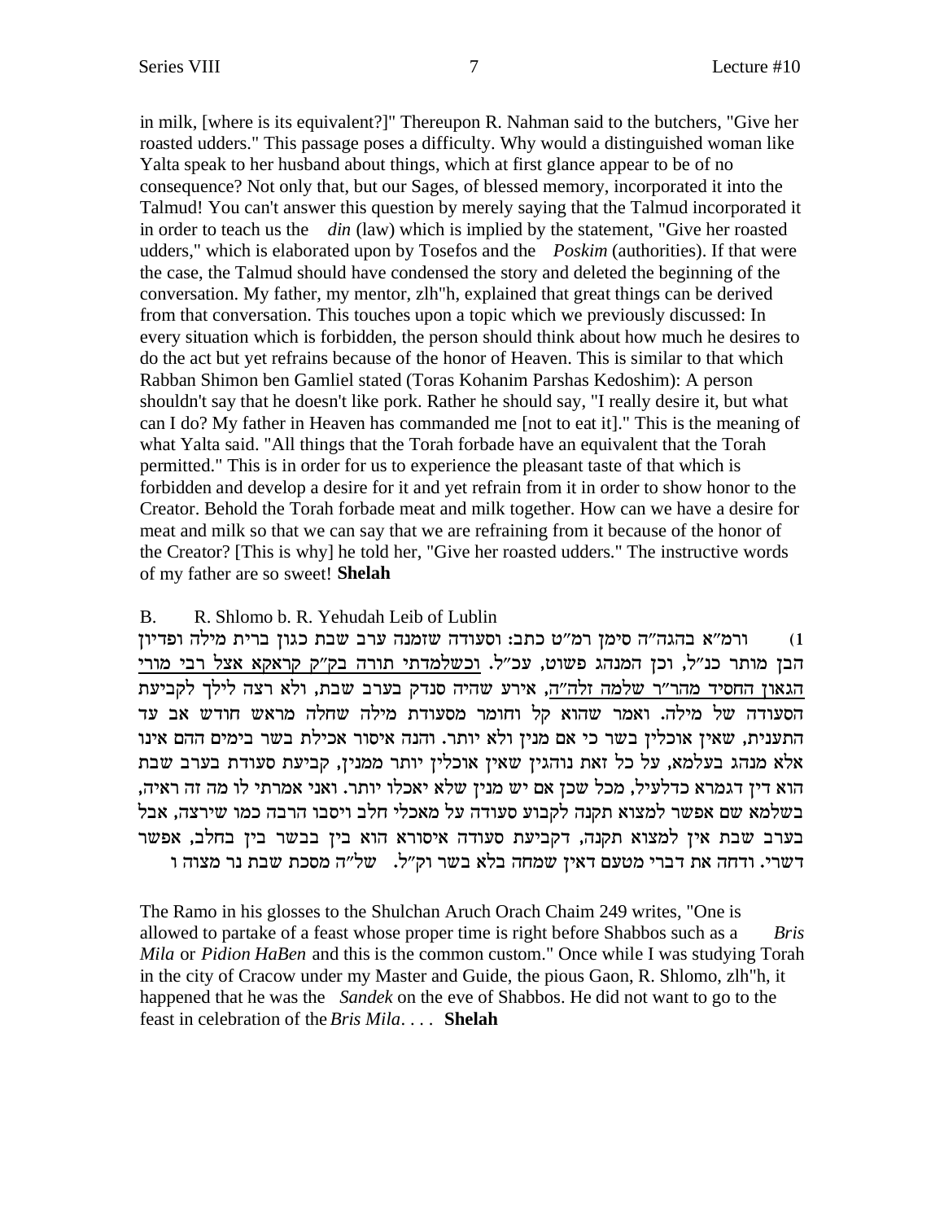in milk, [where is its equivalent?]" Thereupon R. Nahman said to the butchers, "Give her roasted udders." This passage poses a difficulty. Why would a distinguished woman like Yalta speak to her husband about things, which at first glance appear to be of no consequence? Not only that, but our Sages, of blessed memory, incorporated it into the Talmud! You can't answer this question by merely saying that the Talmud incorporated it in order to teach us the *din* (law) which is implied by the statement, "Give her roasted udders," which is elaborated upon by Tosefos and the *Poskim* (authorities). If that were the case, the Talmud should have condensed the story and deleted the beginning of the conversation. My father, my mentor, zlh"h, explained that great things can be derived from that conversation. This touches upon a topic which we previously discussed: In every situation which is forbidden, the person should think about how much he desires to do the act but yet refrains because of the honor of Heaven. This is similar to that which Rabban Shimon ben Gamliel stated (Toras Kohanim Parshas Kedoshim): A person shouldn't say that he doesn't like pork. Rather he should say, "I really desire it, but what can I do? My father in Heaven has commanded me [not to eat it]." This is the meaning of what Yalta said. "All things that the Torah forbade have an equivalent that the Torah permitted." This is in order for us to experience the pleasant taste of that which is forbidden and develop a desire for it and yet refrain from it in order to show honor to the Creator. Behold the Torah forbade meat and milk together. How can we have a desire for meat and milk so that we can say that we are refraining from it because of the honor of the Creator? [This is why] he told her, "Give her roasted udders." The instructive words of my father are so sweet! **Shelah**

B. R. Shlomo b. R. Yehudah Leib of Lublin

1) ורמ"א בהגה"ה סימן רמ"ט כתב: וסעודה שזמנה ערב שבת כגון ברית מילה ופדיון הבן מותר כנ"ל, וכן המנהג פשוט, עכ"ל. <u>וכשלמדתי תורה בק"ק קראקא אצל רבי מורי הגאון החסיד מהר"ר שלמה זלה"ה</u>, אירע שהיה סנדק בערב שבת, ולא רצה לילך לקביעת הסעודה של מילה. ואמר שהוא קל וחומר מסעודת מילה שחלה מראש חודש אב עד התענית, שאין אוכלין בשר כי אם מנין ולא יותר. והנה איסור אכילת בשר בימים ההם אינו אלא מנהג בעלמא, על כל זאת נוהגין שאין אוכלין יותר ממנין, קביעת סעודת בערב שבת הוא דין דגמרא כדלעיל, מכל שכן אם יש מנין שלא יאכלו יותר. ואני אמרתי לו מה זה ראיה, בשלמא שם אפשר למצוא תקנה לקבוע סעודה על מאכלי חלב ויסבו הרבה כמו שירצה, אבל בערב שבת אין למצוא תקנה, דקביעת סעודה איסורא הוא בין בבשר בין בחלב, אפשר דשרי. ודחה את דברי מטעם דאין שמחה בלא בשר וק"ל. של"ה מסכת שבת נר מצוה ו

The Ramo in his glosses to the Shulchan Aruch Orach Chaim 249 writes, "One is allowed to partake of a feast whose proper time is right before Shabbos such as a *Bris Mila* or *Pidion HaBen* and this is the common custom." Once while I was studying Torah in the city of Cracow under my Master and Guide, the pious Gaon, R. Shlomo, zlh"h, it happened that he was the *Sandek* on the eve of Shabbos. He did not want to go to the feast in celebration of the *Bris Mila*. . . . **Shelah**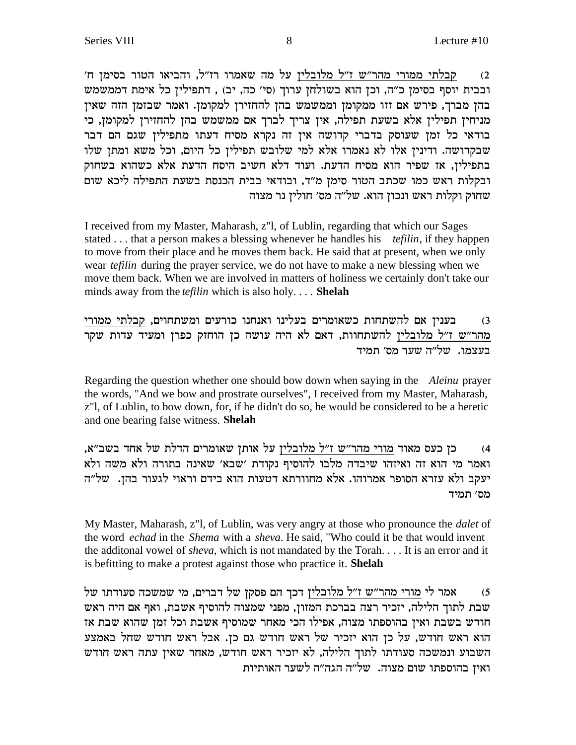2) קבלתי ממורי מהר"ש ז"ל מלובלין על מה שאמרו רז"ל, והביאו הטור בסימן ח' ובבית יוסף בסימן כ"ה, וכן הוא בשולחן ערוך (סי' כה, יב) , דתפילין כל אימת דממשמש בהן מברך, פירש אם זזו ממקומן וממשמש בהן להחזירן למקומן. ואמר שבזמן הזה שאין מניחין תפילין אלא בשעת תפילה, אין צריך לברך אם ממשמש בהן להחזירן למקומן, כי בודאי כל זמן שעוסק בדברי קדושה אין זה נקרא מסיח דעתו מתפילין שגם הם דבר שבקדושה. ודינין אלו לא נאמרו אלא למי שלובש תפילין כל היום, וכל משא ומתן שלו בתפילין, אז שפיר הוא מסיח הדעת. ועוד דלא חשיב היסח הדעת אלא כשהוא בשחוק ובקלות ראש כמו שכתב הטור סימן מ"ד, ובודאי בבית הכנסת בשעת התפילה ליכא שום שחוק וקלות ראש ונכון הוא. של"ה מס' חולין נר מצוה

I received from my Master, Maharash, z"l, of Lublin, regarding that which our Sages stated . . . that a person makes a blessing whenever he handles his *tefilin*, if they happen to move from their place and he moves them back. He said that at present, when we only wear *tefilin* during the prayer service, we do not have to make a new blessing when we move them back. When we are involved in matters of holiness we certainly don't take our minds away from the *tefilin* which is also holy. . . . **Shelah**

3) בענין אם להשתחות כשאומרים בעלינו ואנחנו כורעים ומשתחוים, קבלתי ממורי מהר"ש ז"ל מלובלין להשתחוות, דאם לא היה עושה כן הוחזק כפרן ומעיד עדות שקר בעצמו. של"ה שער מס' תמיד

Regarding the question whether one should bow down when saying in the *Aleinu* prayer the words, "And we bow and prostrate ourselves", I received from my Master, Maharash, z"l, of Lublin, to bow down, for, if he didn't do so, he would be considered to be a heretic and one bearing false witness. **Shelah**

4) כן כעס מאוד מורי מהר"ש ז"ל מלובלין על אותן שאומרים הדלת של אחד בשב"א, ואמר מי הוא זה ואיזהו שיבדה מלבו להוסיף נקודת 'שבא' שאינה בתורה ולא משה ולא יעקב ולא עזרא הסופר אמרוהו. אלא מחוורתא דטעות הוא בידם וראוי לגעור בהן. של"ה מס' תמיד

My Master, Maharash, z"l, of Lublin, was very angry at those who pronounce the *dalet* of the word *echad* in the *Shema* with a *sheva*. He said, "Who could it be that would invent the additonal vowel of *sheva*, which is not mandated by the Torah. . . . It is an error and it is befitting to make a protest against those who practice it. **Shelah**

5) אמר לי מורי מהר"ש ז"ל מלובלין דכך הם פסקן של דברים, מי שמשכה סעודתו של שבת לתוך הלילה, יזכיר רצה בברכת המזון, מפני שמצוה להוסיף אשבת, ואף אם היה ראש חודש בשבת ואין בהוספתו מצוה, אפילו הכי מאחר שמוסיף אשבת וכל זמן שהוא שבת אז הוא ראש חודש, על כן הוא יזכיר של ראש חודש גם כן. אבל ראש חודש שחל באמצע השבוע ונמשכה סעודתו לתוך הלילה, לא יזכיר ראש חודש, מאחר שאין עתה ראש חודש ואין בהוספתו שום מצוה. של"ה הגה"ה לשער האותיות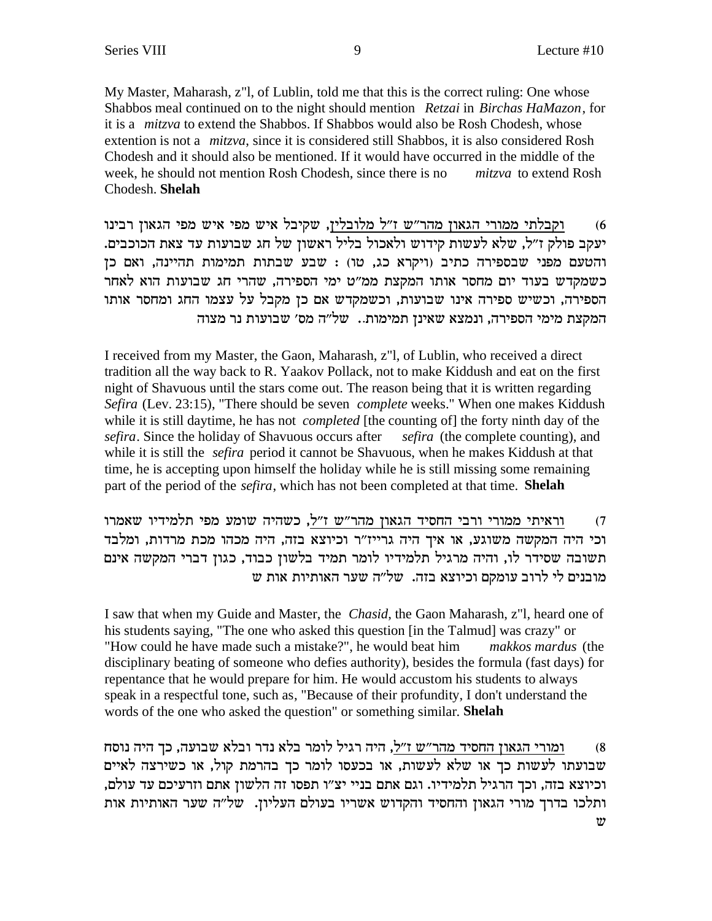My Master, Maharash, z"l, of Lublin, told me that this is the correct ruling: One whose Shabbos meal continued on to the night should mention *Retzai* in *Birchas HaMazon*, for it is a *mitzva* to extend the Shabbos. If Shabbos would also be Rosh Chodesh, whose extention is not a *mitzva*, since it is considered still Shabbos, it is also considered Rosh Chodesh and it should also be mentioned. If it would have occurred in the middle of the week, he should not mention Rosh Chodesh, since there is no *mitzva* to extend Rosh Chodesh. **Shelah**

6) וקבלתי ממורי הגאון מהר"ש ז"ל מלובלין, שקיבל איש מפי איש מפי הגאון רבינו יעקב פולק ז"ל, שלא לעשות קידוש ולאכול בליל ראשון של חג שבועות עד צאת הכוכבים. והטעם מפני שבספירה כתיב (ויקרא כג, טו): שבע שבתות תמימות תהיינה, ואם כן כשמקדש בעוד יום מחסר אותו המקצת ממ"ט ימי הספירה, שהרי חג שבועות הוא לאחר הספירה, וכשיש ספירה אינו שבועות, וכשמקדש אם כן מקבל על עצמו החג ומחסר אותו המקצת מימי הספירה, ונמצא שאינן תמימות.. של"ה מס' שבועות נר מצוה

I received from my Master, the Gaon, Maharash, z"l, of Lublin, who received a direct tradition all the way back to R. Yaakov Pollack, not to make Kiddush and eat on the first night of Shavuous until the stars come out. The reason being that it is written regarding *Sefira* (Lev. 23:15), "There should be seven *complete* weeks." When one makes Kiddush while it is still daytime, he has not *completed* [the counting of] the forty ninth day of the *sefira*. Since the holiday of Shavuous occurs after *sefira* (the complete counting), and while it is still the *sefira* period it cannot be Shavuous, when he makes Kiddush at that time, he is accepting upon himself the holiday while he is still missing some remaining part of the period of the *sefira*, which has not been completed at that time. **Shelah**

7) וראיתי ממורי ורבי החסיד הגאון מהר"ש ז"ל, כשהיה שומע מפי תלמידיו שאמרו וכי היה המקשה משוגע, או איך היה גרייז"ר וכיוצא בזה, היה מכהו מכת מרדות, ומלבד תשובה שסידר לו, והיה מרגיל תלמידיו לומר תמיד בלשון כבוד, כגון דברי המקשה אינם מובנים לי לרוב עומקם וכיוצא בזה. של"ה שער האותיות אות ש

I saw that when my Guide and Master, the *Chasid*, the Gaon Maharash, z"l, heard one of his students saying, "The one who asked this question [in the Talmud] was crazy" or "How could he have made such a mistake?", he would beat him *makkos mardus* (the disciplinary beating of someone who defies authority), besides the formula (fast days) for repentance that he would prepare for him. He would accustom his students to always speak in a respectful tone, such as, "Because of their profundity, I don't understand the words of the one who asked the question" or something similar. **Shelah**

8) ומורי הגאון החסיד מהר"ש ז"ל, היה רגיל לומר בלא נדר ובלא שבועה, כך היה נוסח שבועתו לעשות כך או שלא לעשות, או בכעסו לומר כך בהרמת קול, או כשירצה לאיים וכיוצא בזה, וכך הרגיל תלמידיו. וגם אתם בניי יצ"ו תפסו זה הלשון אתם וזרעיכם עד עולם, ותלכו בדרך מורי הגאון והחסיד והקדוש אשריו בעולם העליון. של"ה שער האותיות אות ש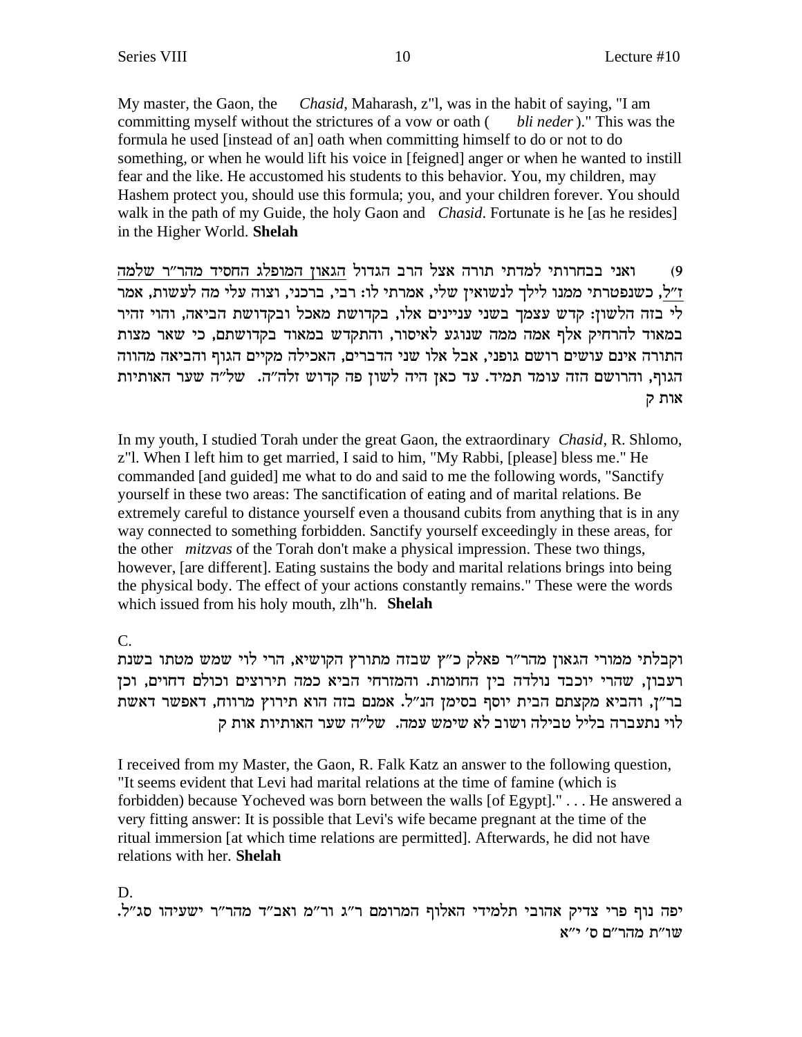My master, the Gaon, the *Chasid*, Maharash, z"l, was in the habit of saying, "I am committing myself without the strictures of a vow or oath (*bli neder*)." This was the formula he used [instead of an] oath when committing himself to do or not to do something, or when he would lift his voice in [feigned] anger or when he wanted to instill fear and the like. He accustomed his students to this behavior. You, my children, may Hashem protect you, should use this formula; you, and your children forever. You should walk in the path of my Guide, the holy Gaon and *Chasid*. Fortunate is he [as he resides] in the Higher World. **Shelah**

9) ואני בבחרותי למדתי תורה אצל הרב הגדול הגאון המופלג החסיד מהר"ר שלמה ז"ל, כשנפטרתי ממנו לילך לנשואין שלי, אמרתי לו: רבי, ברכני, וצוה עלי מה לעשות, אמר לי בזה הלשון: קדש עצמך בשני עניינים אלו, בקדושת מאכל ובקדושת הביאה, והוי זהיר במאוד להרחיק אלף אמה ממה שנוגע לאיסור, והתקדש במאוד בקדושתם, כי שאר מצות התורה אינם עושים רושם גופני, אבל אלו שני הדברים, האכילה מקיים הגוף והביאה מהווה הגוף, והרושם הזה עומד תמיד. עד כאן היה לשון פה קדוש זלה"ה. של"ה שער האותיות אות ק

In my youth, I studied Torah under the great Gaon, the extraordinary *Chasid*, R. Shlomo, z"l. When I left him to get married, I said to him, "My Rabbi, [please] bless me." He commanded [and guided] me what to do and said to me the following words, "Sanctify yourself in these two areas: The sanctification of eating and of marital relations. Be extremely careful to distance yourself even a thousand cubits from anything that is in any way connected to something forbidden. Sanctify yourself exceedingly in these areas, for the other *mitzvas* of the Torah don't make a physical impression. These two things, however, [are different]. Eating sustains the body and marital relations brings into being the physical body. The effect of your actions constantly remains." These were the words which issued from his holy mouth, zlh"h. **Shelah**

C.

וקבלתי ממורי הגאון מהר"ר פאלק כ"ץ שבזה מתורץ הקושיא, הרי לוי שמש מטתו בשנת רעבון, שהרי יוכבד נולדה בין החומות. והמזרחי הביא כמה תירוצים וכולם דחוים, וכן בר"ן, והביא מקצתם הבית יוסף בסימן הנ"ל. אמנם בזה הוא תירוץ מרווח, דאפשר דאשת לוי נתעברה בליל טבילה ושוב לא שימש עמה. של"ה שער האותיות אות ק

I received from my Master, the Gaon, R. Falk Katz an answer to the following question, "It seems evident that Levi had marital relations at the time of famine (which is forbidden) because Yocheved was born between the walls [of Egypt]." . . . He answered a very fitting answer: It is possible that Levi's wife became pregnant at the time of the ritual immersion [at which time relations are permitted]. Afterwards, he did not have relations with her. **Shelah**

D.

יפה נוף פרי צדיק אהובי תלמידי האלוף המרומם ר"ג ור"מ ואב"ד מהר"ר ישעיהו סג"ל. שו"ת מהר"ם ס' י"א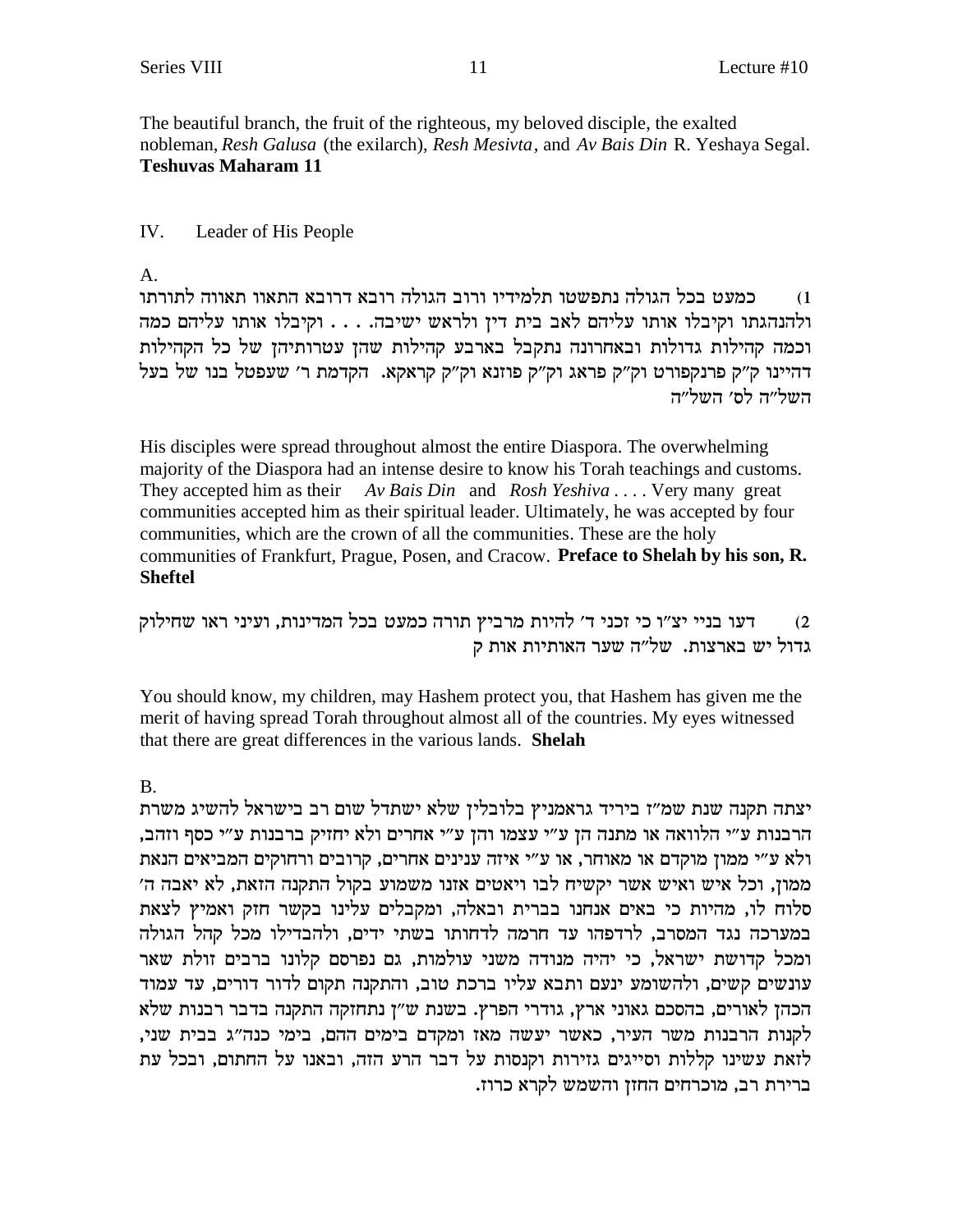The beautiful branch, the fruit of the righteous, my beloved disciple, the exalted nobleman, *Resh Galusa* (the exilarch), *Resh Mesivta*, and *Av Bais Din* R. Yeshaya Segal. **Teshuvas Maharam 11**

IV. Leader of His People

A.

1) כמעט בכל הגולה נתפשטו תלמידיו ורוב הגולה רובא דרובא התאוו תאווה לתורתו ולהנהגתו וקיבלו אותו עליהם לאב בית דין ולראש ישיבה. . . . וקיבלו אותו עליהם כמה וכמה קהילות גדולות ובאחרונה נתקבל בארבע קהילות שהן עטרותיהן של כל הקהילות דהיינו ק"ק פרנקפורט וק"ק פראג וק"ק פוזנא וק"ק קראקא. הקדמת ר' שעפטל בנו של בעל השל"ה לס' השל"ה

His disciples were spread throughout almost the entire Diaspora. The overwhelming majority of the Diaspora had an intense desire to know his Torah teachings and customs. They accepted him as their *Av Bais Din* and *Rosh Yeshiva* . . . . Very many great communities accepted him as their spiritual leader. Ultimately, he was accepted by four communities, which are the crown of all the communities. These are the holy communities of Frankfurt, Prague, Posen, and Cracow. **Preface to Shelah by his son, R. Sheftel**

2) דעו בניי יצ"ו כי זכני ד' להיות מרביץ תורה כמעט בכל המדינות, ועיני ראו שחילוק גדול יש בארצות. של"ה שער האותיות אות ק

You should know, my children, may Hashem protect you, that Hashem has given me the merit of having spread Torah throughout almost all of the countries. My eyes witnessed that there are great differences in the various lands. **Shelah**

B.

יצתה תקנה שנת שמ"ז ביריד גראמניץ בלובלין שלא ישתדל שום רב בישראל להשיג משרת הרבנות ע"י הלוואה או מתנה הן ע"י עצמו והן ע"י אחרים ולא יחזיק ברבנות ע"י כסף וזהב, ולא ע"י ממון מוקדם או מאוחר, או ע"י איזה ענינים אחרים, קרובים ורחוקים המביאים הנאת ממון, וכל איש ואיש אשר יקשיח לבו ויאטים אזנו משמוע בקול התקנה הזאת, לא יאבה ה' סלוח לו, מהיות כי באים אנחנו בברית ובאלה, ומקבלים עלינו בקשר חזק ואמיץ לצאת במערכה נגד המסרב, לרדפהו עד חרמה לדחותו בשתי ידים, ולהבדילו מכל קהל הגולה ומכל קדושת ישראל, כי יהיה מנודה משני עולמות, גם נפרסם קלונו ברבים זולת שאר עונשים קשים, ולהשומע ינעם ותבא עליו ברכת טוב, והתקנה תקום לדור דורים, עד עמוד הכהן לאורים, בהסכם גאוני ארץ, גודרי הפרץ. בשנת ש"ן נתחזקה התקנה בדבר רבנות שלא לקנות הרבנות משר העיר, כאשר יעשה מאז ומקדם בימים ההם, בימי כנה"ג בבית שני, לזאת עשינו קללות וסייגים גזירות וקנסות על דבר הרע הזה, ובאנו על החתום, ובכל עת ברירת רב, מוכרחים החזן והשמש לקרא כרוז.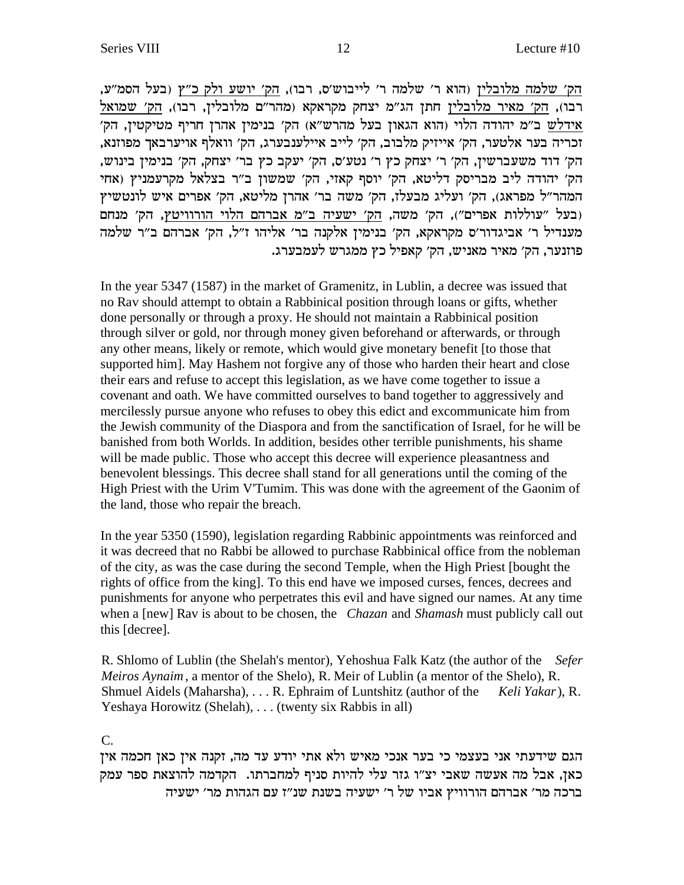הק' שלמה מלובלין (הוא ר' שלמה ר' לייבוש'ס, רבו), הק' יושע ולק כ"ץ (בעל הסמ"ע, רבו), הק' מאיר מלובלין חתן הג"מ יצחק מקראקא (מהר"ם מלובלין, רבו), הק' שמואל אידלש ב"מ יהודה הלוי (הוא הגאון בעל מהרש"א) הק' בנימין אהרן חריף מטיקטין, הק' זכריה בער אלטער, הק' אייזיק מלבוב, הק' לייב איילענבערג, הק' וואלף אויערבאך מפוזנא, הק' דוד משעברשין, הק' ר' יצחק כץ ר' נטע'ס, הק' יעקב כץ בר' יצחק, הק' בנימין בינוש, הק' יהודה ליב מבריסק דליטא, הק' יוסף קאזי, הק' שמשון ב"ר בצלאל מקרעמניץ (אחי המהר"ל מפראג), הק' ועליג מבעלז, הק' משה בר' אהרן מליטא, הק' אפרים איש לונטשיץ (בעל "עוללות אפרים"), הק' משה, הק' ישעיה ב"מ אברהם הלוי הורוויטץ, הק' מנחם מענדיל ר' אביגדור'ס מקראקא, הק' בנימין אלקנה בר' אליהו ז"ל, הק' אברהם ב"ר שלמה פוזנער, הק' מאיר מאניש, הק' קאפיל כץ ממגרש לעמבערג.

In the year 5347 (1587) in the market of Gramenitz, in Lublin, a decree was issued that no Rav should attempt to obtain a Rabbinical position through loans or gifts, whether done personally or through a proxy. He should not maintain a Rabbinical position through silver or gold, nor through money given beforehand or afterwards, or through any other means, likely or remote, which would give monetary benefit [to those that supported him]. May Hashem not forgive any of those who harden their heart and close their ears and refuse to accept this legislation, as we have come together to issue a covenant and oath. We have committed ourselves to band together to aggressively and mercilessly pursue anyone who refuses to obey this edict and excommunicate him from the Jewish community of the Diaspora and from the sanctification of Israel, for he will be banished from both Worlds. In addition, besides other terrible punishments, his shame will be made public. Those who accept this decree will experience pleasantness and benevolent blessings. This decree shall stand for all generations until the coming of the High Priest with the Urim V'Tumim. This was done with the agreement of the Gaonim of the land, those who repair the breach.

In the year 5350 (1590), legislation regarding Rabbinic appointments was reinforced and it was decreed that no Rabbi be allowed to purchase Rabbinical office from the nobleman of the city, as was the case during the second Temple, when the High Priest [bought the rights of office from the king]. To this end have we imposed curses, fences, decrees and punishments for anyone who perpetrates this evil and have signed our names. At any time when a [new] Rav is about to be chosen, the *Chazan* and *Shamash* must publicly call out this [decree].

R. Shlomo of Lublin (the Shelah's mentor), Yehoshua Falk Katz (the author of the *Sefer Meiros Aynaim*, a mentor of the Shelo), R. Meir of Lublin (a mentor of the Shelo), R. Shmuel Aidels (Maharsha), . . . R. Ephraim of Luntshitz (author of the *Keli Yakar*), R. Yeshaya Horowitz (Shelah), . . . (twenty six Rabbis in all)

C.

הגם שידעתי אני בעצמי כי בער אנכי מאיש ולא אתי יודע עד מה, זקנה אין כאן חכמה אין כאן, אבל מה אעשה שאבי יצ"ו גזר עלי להיות סניף למחברתו. הקדמה להוצאת ספר עמק ברכה מר' אברהם הורוויץ אביו של ר' ישעיה בשנת שנ"ז עם הגהות מר' ישעיה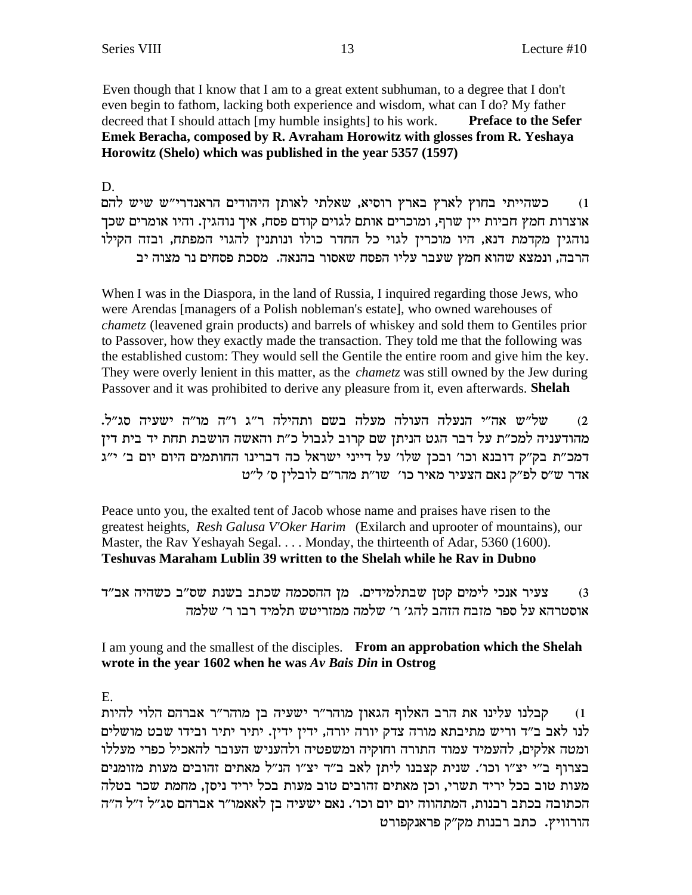Even though that I know that I am to a great extent subhuman, to a degree that I don't even begin to fathom, lacking both experience and wisdom, what can I do? My father decreed that I should attach [my humble insights] to his work. **Preface to the Sefer Emek Beracha, composed by R. Avraham Horowitz with glosses from R. Yeshaya Horowitz (Shelo) which was published in the year 5357 (1597)**

D.

1) כשהייתי בחוץ לארץ בארץ רוסיא, שאלתי לאותן היהודים הראנדרי"ש שיש להם אוצרות חמץ חביות יין שרף, ומוכרים אותם לגוים קודם פסח, איך נוהגין. והיו אומרים שכך נוהגין מקדמת דנא, היו מוכרין לגוי כל החדר כולו ונותנין להגוי המפתח, ובזה הקילו הרבה, ונמצא שהוא חמץ שעבר עליו הפסח שאסור בהנאה. מסכת פסחים נר מצוה יב

When I was in the Diaspora, in the land of Russia, I inquired regarding those Jews, who were Arendas [managers of a Polish nobleman's estate], who owned warehouses of *chametz* (leavened grain products) and barrels of whiskey and sold them to Gentiles prior to Passover, how they exactly made the transaction. They told me that the following was the established custom: They would sell the Gentile the entire room and give him the key. They were overly lenient in this matter, as the *chametz* was still owned by the Jew during Passover and it was prohibited to derive any pleasure from it, even afterwards. **Shelah**

2) של"ש אה"י הנעלה העולה מעלה בשם ותהילה ר"ג ו"ה מו"ה ישעיה סג"ל. מהודעניה למכ"ת על דבר הגט הניתן שם קרוב לגבול כ"ת והאשה הושבת תחת יד בית דין דמכ"ת בקק"ק דובנא וכו' ובכן שלו' על דייני ישראל כה דברינו החותמים היום יום ב' י"ג אדר ש"ס לפ"ק נאם הצעיר מאיר כו' שו"ת מהר"ם לובלין ס' ל"ט

Peace unto you, the exalted tent of Jacob whose name and praises have risen to the greatest heights, *Resh Galusa V'Oker Harim* (Exilarch and uprooter of mountains), our Master, the Rav Yeshayah Segal. . . . Monday, the thirteenth of Adar, 5360 (1600). **Teshuvas Maraham Lublin 39 written to the Shelah while he Rav in Dubno**

3) צעיר אנכי לימים קטן שבתלמידים. מן ההסכמה שכתב בשנת שס"ב כשהיה אב"ד אוסטרהא על ספר מזבח הזהב להג' ר' שלמה ממזריטש תלמיד רבו ר' שלמה

I am young and the smallest of the disciples. **From an approbation which the Shelah wrote in the year 1602 when he was *Av Bais Din* in Ostrog**

E.

1) קבלנו עלינו את הרב האלוף הגאון מוהר"ר ישעיה בן מוהר"ר אברהם הלוי להיות לנו לאב ב"ד וריש מתיבתא מורה צדק יורה יורה, ידין ידין. יתיר יתיר ובידו שבט מושלים ומטה אלקים, להעמיד עמוד התורה וחוקיה ומשפטיה ולהעניש העובר להאכיל כפרי מעללו בצרוף ב"י יצ"ו וכו'. שנית קצבנו ליתן לאב ב"ד יצ"ו הנ"ל מאתים זהובים מעות מזומנים מעות טוב בכל יריד תשרי, וכן מאתים זהובים טוב מעות בכל יריד ניסן, מחמת שכר בטלה הכתובה בכתב רבנות, המתהווה יום יום וכו'. נאם ישעיה בן לאאמו"ר אברהם סג"ל ז"ל ה"ה הורוויץ. כתב רבנות מק"ק פראנקפורט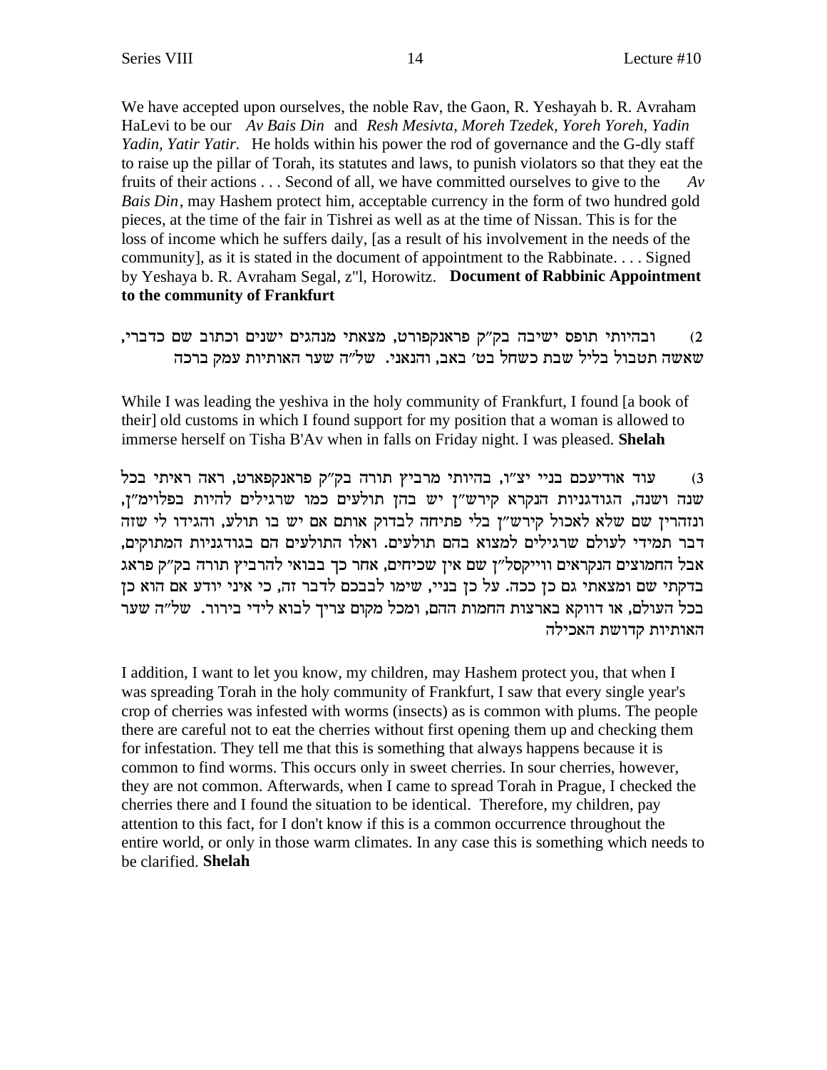We have accepted upon ourselves, the noble Rav, the Gaon, R. Yeshayah b. R. Avraham HaLevi to be our *Av Bais Din* and *Resh Mesivta, Moreh Tzedek, Yoreh Yoreh, Yadin Yadin, Yatir Yatir.* He holds within his power the rod of governance and the G-dly staff to raise up the pillar of Torah, its statutes and laws, to punish violators so that they eat the fruits of their actions . . . Second of all, we have committed ourselves to give to the *Av Bais Din*, may Hashem protect him, acceptable currency in the form of two hundred gold pieces, at the time of the fair in Tishrei as well as at the time of Nissan. This is for the loss of income which he suffers daily, [as a result of his involvement in the needs of the community], as it is stated in the document of appointment to the Rabbinate. . . . Signed by Yeshaya b. R. Avraham Segal, z"l, Horowitz. **Document of Rabbinic Appointment to the community of Frankfurt**

2) ובהיותי תופס ישיבה בק"ק פראנקפורט, מצאתי מנהגים ישנים וכתוב שם כדברי, שאשה תטבול בליל שבת כשחל בט' באב, והנאני. של"ה שער האותיות עמק ברכה

While I was leading the yeshiva in the holy community of Frankfurt, I found [a book of their] old customs in which I found support for my position that a woman is allowed to immerse herself on Tisha B'Av when in falls on Friday night. I was pleased. **Shelah**

3) עוד אודיעכם בניי יצ"ו, בהיותי מרביץ תורה בק"ק פראנקפארט, ראה ראיתי בכל שנה ושנה, הגודגניות הנקרא קירש"ן יש בהן תולעים כמו שרגילים להיות בפלוימ"ן, ונזהרין שם שלא לאכול קירש"ן בלי פתיחה לבדוק אותם אם יש בו תולע, והגידו לי שזה דבר תמידי לעולם שרגילים למצוא בהם תולעים. ואלו התולעים הם בגודגניות המתוקים, אבל החמוצים הנקראים ווייקסל"ן שם אין שכיחים, אחר כך בבואי להרביץ תורה בק"ק פראג בדקתי שם ומצאתי גם כן ככה. על כן בניי, שימו לבבכם לדבר זה, כי איני יודע אם הוא כן בכל העולם, או דווקא בארצות החמות ההם, ומכל מקום צריך לבוא לידי בירור. של"ה שער האותיות קדושת האכילה

I addition, I want to let you know, my children, may Hashem protect you, that when I was spreading Torah in the holy community of Frankfurt, I saw that every single year's crop of cherries was infested with worms (insects) as is common with plums. The people there are careful not to eat the cherries without first opening them up and checking them for infestation. They tell me that this is something that always happens because it is common to find worms. This occurs only in sweet cherries. In sour cherries, however, they are not common. Afterwards, when I came to spread Torah in Prague, I checked the cherries there and I found the situation to be identical. Therefore, my children, pay attention to this fact, for I don't know if this is a common occurrence throughout the entire world, or only in those warm climates. In any case this is something which needs to be clarified. **Shelah**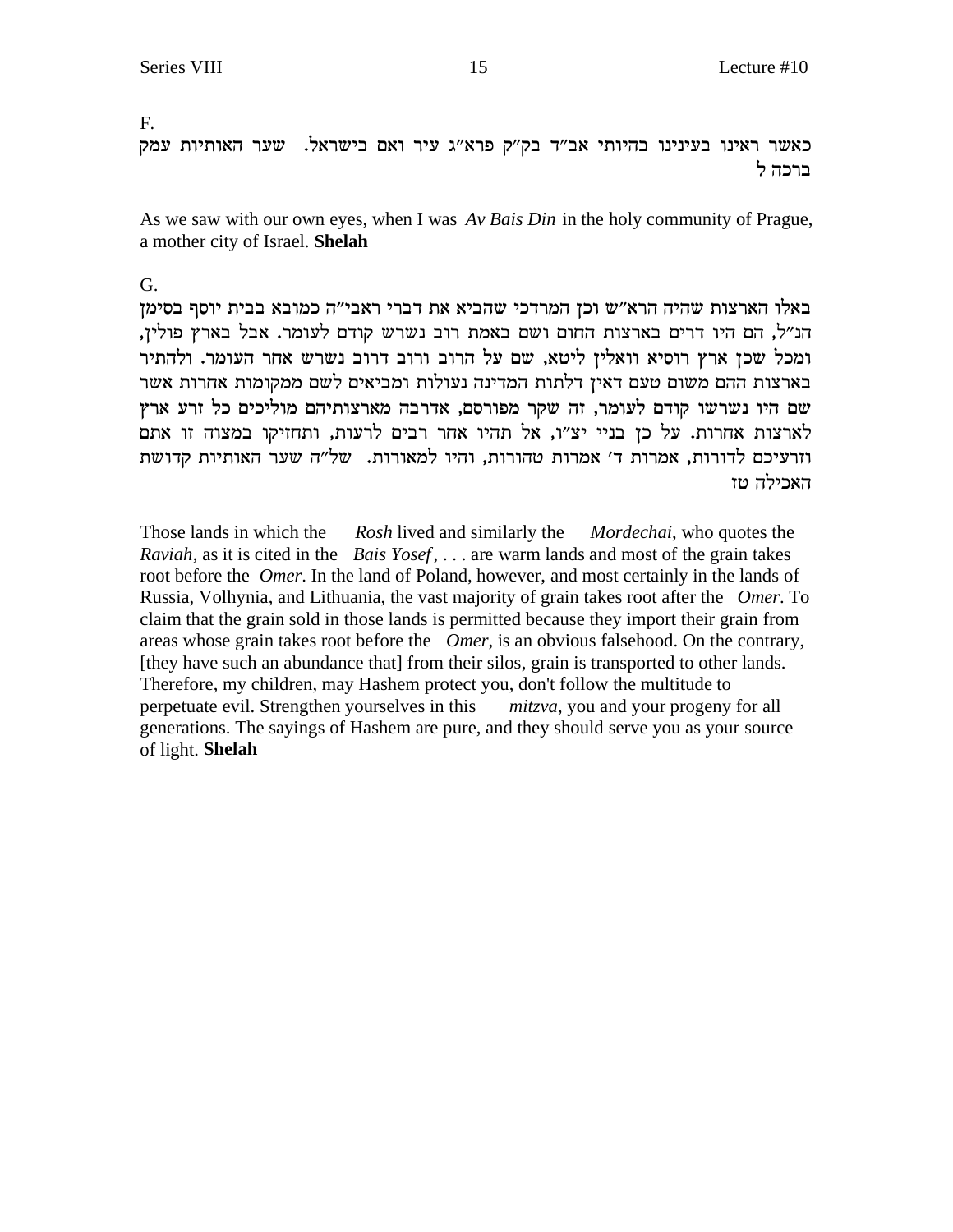F.

כאשר ראינו בעינינו בהיותי אב״ד בק״ק פרא״ג עיר ואם בישראל. שער האותיות עמק ברכה ל

As we saw with our own eyes, when I was *Av Bais Din* in the holy community of Prague, a mother city of Israel. **Shelah**

G.

באלו הארצות שהיה הרא״ש וכן המרדכי שהביא את דברי ראבי״ה כמובא בבית יוסף בסימן הנ״ל, הם היו דרים בארצות החום ושם באמת רוב נשרש קודם לעומר. אבל בארץ פולין, ומכל שכן ארץ רוסיא וואלין ליטא, שם על הרוב ורוב דרוב נשרש אחר העומר. ולהתיר בארצות ההם משום טעם דאין דלתות המדינה נעולות ומביאים לשם ממקומות אחרות אשר שם היו נשרשו קודם לעומר, זה שקר מפורסם, אדרבה מארצותיהם מוליכים כל זרע ארץ לארצות אחרות. על כן בניי יצ״ו, אל תהיו אחר רבים לרעות, ותחזיקו במצוה זו אתם וזרעיכם לדורות, אמרות ד׳ אמרות טהורות, והיו למאורות. של״ה שער האותיות קדושת האכילה טז

Those lands in which the *Rosh* lived and similarly the *Mordechai*, who quotes the *Raviah*, as it is cited in the *Bais Yosef*, . . . are warm lands and most of the grain takes root before the *Omer*. In the land of Poland, however, and most certainly in the lands of Russia, Volhynia, and Lithuania, the vast majority of grain takes root after the *Omer*. To claim that the grain sold in those lands is permitted because they import their grain from areas whose grain takes root before the *Omer*, is an obvious falsehood. On the contrary, [they have such an abundance that] from their silos, grain is transported to other lands. Therefore, my children, may Hashem protect you, don't follow the multitude to perpetuate evil. Strengthen yourselves in this *mitzva*, you and your progeny for all generations. The sayings of Hashem are pure, and they should serve you as your source of light. **Shelah**